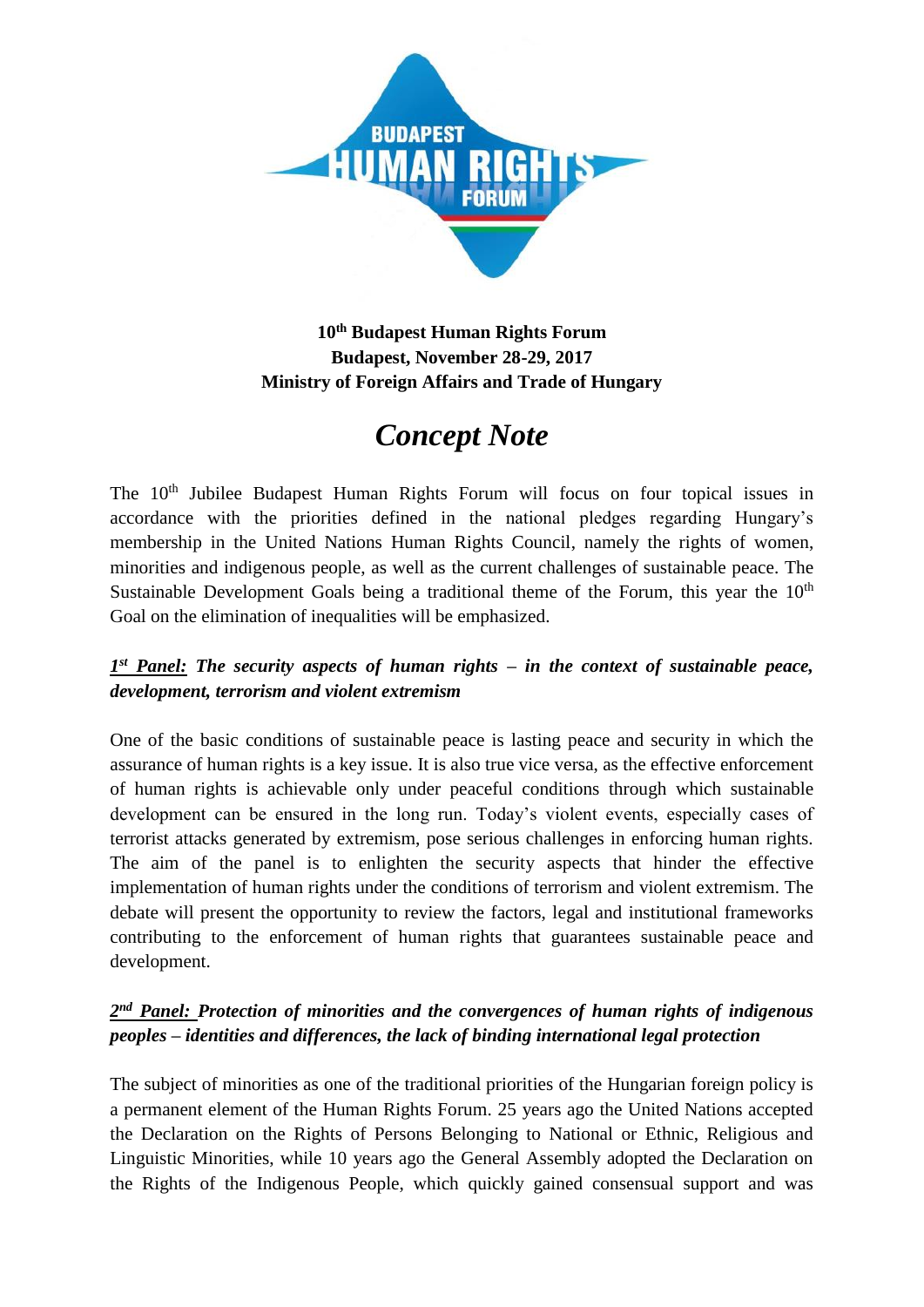**10th Budapest Human Rights Forum**
**Budapest, November 28-29, 2017**
**Ministry of Foreign Affairs and Trade of Hungary**

# *Concept Note*

The 10th Jubilee Budapest Human Rights Forum will focus on four topical issues in accordance with the priorities defined in the national pledges regarding Hungary's membership in the United Nations Human Rights Council, namely the rights of women, minorities and indigenous people, as well as the current challenges of sustainable peace. The Sustainable Development Goals being a traditional theme of the Forum, this year the 10th Goal on the elimination of inequalities will be emphasized.

### ***1st Panel:*** ***The security aspects of human rights – in the context of sustainable peace, development, terrorism and violent extremism***

One of the basic conditions of sustainable peace is lasting peace and security in which the assurance of human rights is a key issue. It is also true vice versa, as the effective enforcement of human rights is achievable only under peaceful conditions through which sustainable development can be ensured in the long run. Today's violent events, especially cases of terrorist attacks generated by extremism, pose serious challenges in enforcing human rights. The aim of the panel is to enlighten the security aspects that hinder the effective implementation of human rights under the conditions of terrorism and violent extremism. The debate will present the opportunity to review the factors, legal and institutional frameworks contributing to the enforcement of human rights that guarantees sustainable peace and development.

### ***2nd Panel:*** ***Protection of minorities and the convergences of human rights of indigenous peoples – identities and differences, the lack of binding international legal protection***

The subject of minorities as one of the traditional priorities of the Hungarian foreign policy is a permanent element of the Human Rights Forum. 25 years ago the United Nations accepted the Declaration on the Rights of Persons Belonging to National or Ethnic, Religious and Linguistic Minorities, while 10 years ago the General Assembly adopted the Declaration on the Rights of the Indigenous People, which quickly gained consensual support and was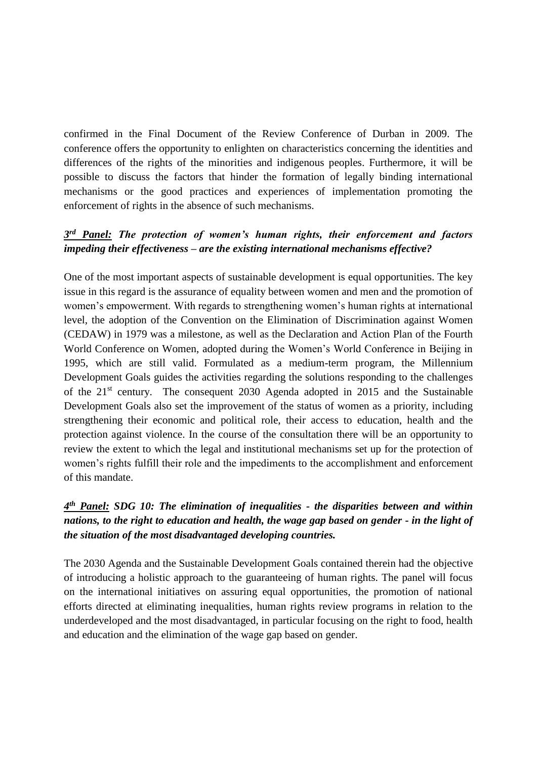confirmed in the Final Document of the Review Conference of Durban in 2009. The conference offers the opportunity to enlighten on characteristics concerning the identities and differences of the rights of the minorities and indigenous peoples. Furthermore, it will be possible to discuss the factors that hinder the formation of legally binding international mechanisms or the good practices and experiences of implementation promoting the enforcement of rights in the absence of such mechanisms.

### ***3rd Panel:*** ***The protection of women's human rights, their enforcement and factors impeding their effectiveness – are the existing international mechanisms effective?***

One of the most important aspects of sustainable development is equal opportunities. The key issue in this regard is the assurance of equality between women and men and the promotion of women's empowerment. With regards to strengthening women's human rights at international level, the adoption of the Convention on the Elimination of Discrimination against Women (CEDAW) in 1979 was a milestone, as well as the Declaration and Action Plan of the Fourth World Conference on Women, adopted during the Women's World Conference in Beijing in 1995, which are still valid. Formulated as a medium-term program, the Millennium Development Goals guides the activities regarding the solutions responding to the challenges of the 21st century. The consequent 2030 Agenda adopted in 2015 and the Sustainable Development Goals also set the improvement of the status of women as a priority, including strengthening their economic and political role, their access to education, health and the protection against violence. In the course of the consultation there will be an opportunity to review the extent to which the legal and institutional mechanisms set up for the protection of women's rights fulfill their role and the impediments to the accomplishment and enforcement of this mandate.

### ***4th Panel:*** ***SDG 10: The elimination of inequalities - the disparities between and within nations, to the right to education and health, the wage gap based on gender - in the light of the situation of the most disadvantaged developing countries.***

The 2030 Agenda and the Sustainable Development Goals contained therein had the objective of introducing a holistic approach to the guaranteeing of human rights. The panel will focus on the international initiatives on assuring equal opportunities, the promotion of national efforts directed at eliminating inequalities, human rights review programs in relation to the underdeveloped and the most disadvantaged, in particular focusing on the right to food, health and education and the elimination of the wage gap based on gender.